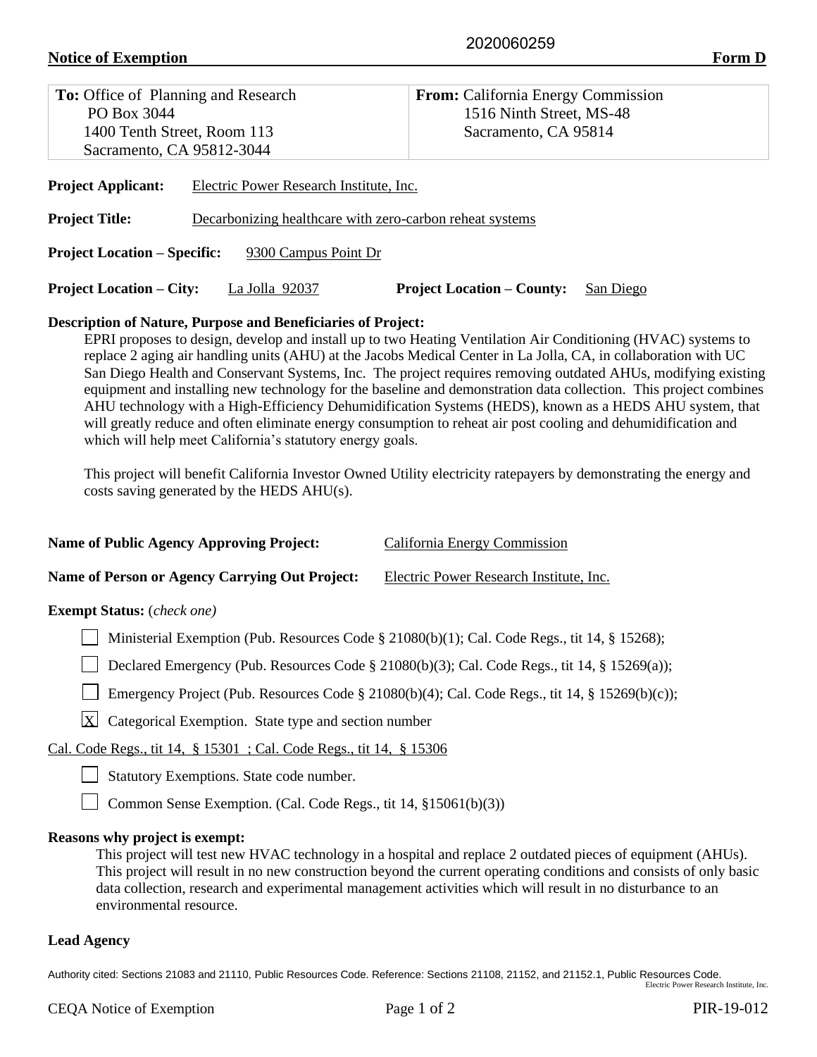2020060259

**Notice of Exemption** **Form D**

| **To:** Office of Planning and Research<br>PO Box 3044<br>1400 Tenth Street, Room 113<br>Sacramento, CA 95812-3044 | **From:** California Energy Commission<br>1516 Ninth Street, MS-48<br>Sacramento, CA 95814 |
|---|---|

**Project Applicant:** Electric Power Research Institute, Inc.

**Project Title:** Decarbonizing healthcare with zero-carbon reheat systems

**Project Location – Specific:** 9300 Campus Point Dr

**Project Location – City:** La Jolla 92037 **Project Location – County:** San Diego

**Description of Nature, Purpose and Beneficiaries of Project:**

EPRI proposes to design, develop and install up to two Heating Ventilation Air Conditioning (HVAC) systems to replace 2 aging air handling units (AHU) at the Jacobs Medical Center in La Jolla, CA, in collaboration with UC San Diego Health and Conservant Systems, Inc. The project requires removing outdated AHUs, modifying existing equipment and installing new technology for the baseline and demonstration data collection. This project combines AHU technology with a High-Efficiency Dehumidification Systems (HEDS), known as a HEDS AHU system, that will greatly reduce and often eliminate energy consumption to reheat air post cooling and dehumidification and which will help meet California's statutory energy goals.

This project will benefit California Investor Owned Utility electricity ratepayers by demonstrating the energy and costs saving generated by the HEDS AHU(s).

**Name of Public Agency Approving Project:** California Energy Commission

**Name of Person or Agency Carrying Out Project:** Electric Power Research Institute, Inc.

**Exempt Status:** (*check one)*

- [ ] Ministerial Exemption (Pub. Resources Code § 21080(b)(1); Cal. Code Regs., tit 14, § 15268);
- [ ] Declared Emergency (Pub. Resources Code § 21080(b)(3); Cal. Code Regs., tit 14, § 15269(a));
- [ ] Emergency Project (Pub. Resources Code § 21080(b)(4); Cal. Code Regs., tit 14, § 15269(b)(c));
- [X] Categorical Exemption. State type and section number

Cal. Code Regs., tit 14, § 15301 ; Cal. Code Regs., tit 14, § 15306

- [ ] Statutory Exemptions. State code number.
- [ ] Common Sense Exemption. (Cal. Code Regs., tit 14, §15061(b)(3))

**Reasons why project is exempt:**

This project will test new HVAC technology in a hospital and replace 2 outdated pieces of equipment (AHUs). This project will result in no new construction beyond the current operating conditions and consists of only basic data collection, research and experimental management activities which will result in no disturbance to an environmental resource.

**Lead Agency**

Authority cited: Sections 21083 and 21110, Public Resources Code. Reference: Sections 21108, 21152, and 21152.1, Public Resources Code.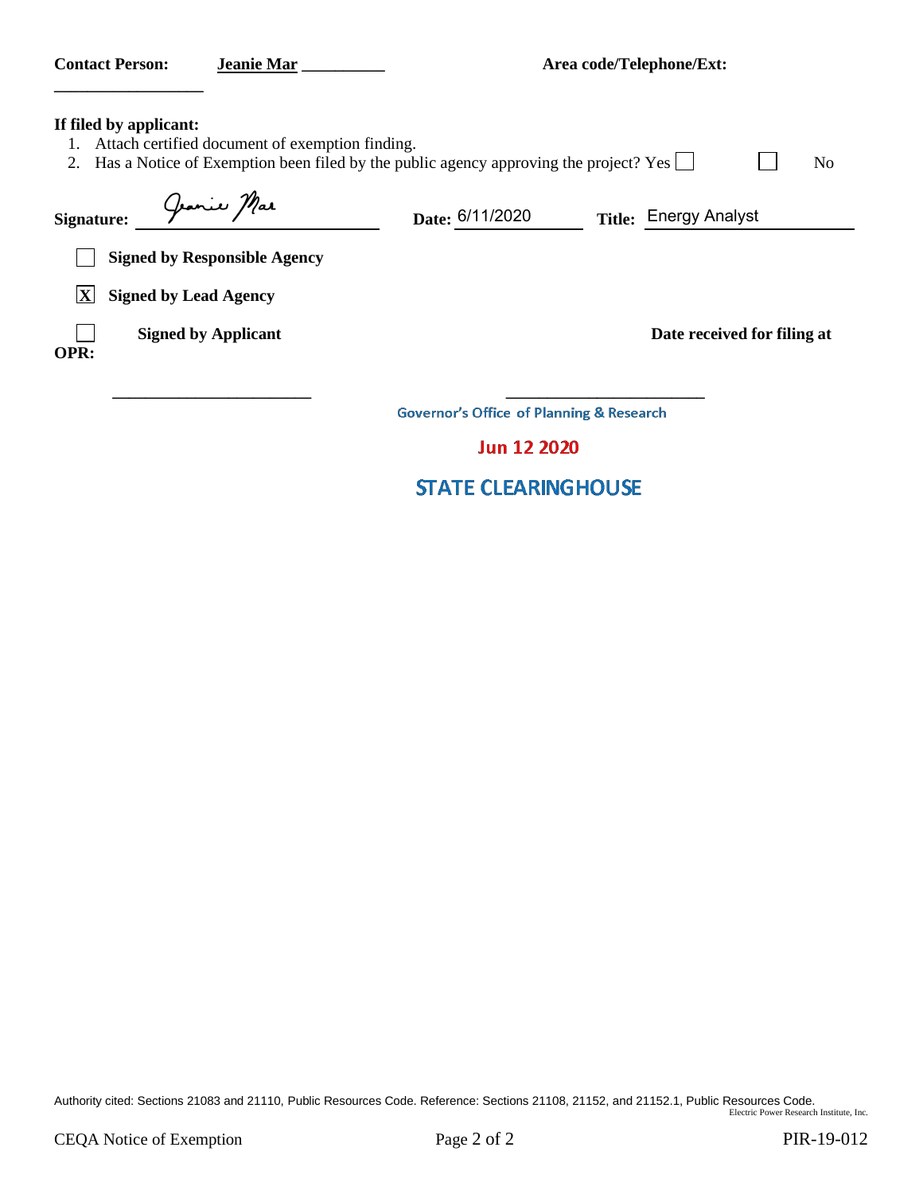**Contact Person:** **Jeanie Mar** __________ **Area code/Telephone/Ext:** __________________

**If filed by applicant:**

1. Attach certified document of exemption finding.
2. Has a Notice of Exemption been filed by the public agency approving the project? Yes ☐ ☐ No

**Signature:** Jeanie Mar **Date:** 6/11/2020 **Title:** Energy Analyst

☐ **Signed by Responsible Agency**

☒ **Signed by Lead Agency**

☐ **Signed by Applicant**

**Date received for filing at OPR:**

Governor's Office of Planning & Research

Jun 12 2020

STATE CLEARINGHOUSE

Authority cited: Sections 21083 and 21110, Public Resources Code. Reference: Sections 21108, 21152, and 21152.1, Public Resources Code.

Electric Power Research Institute, Inc.

CEQA Notice of Exemption PIR-19-012